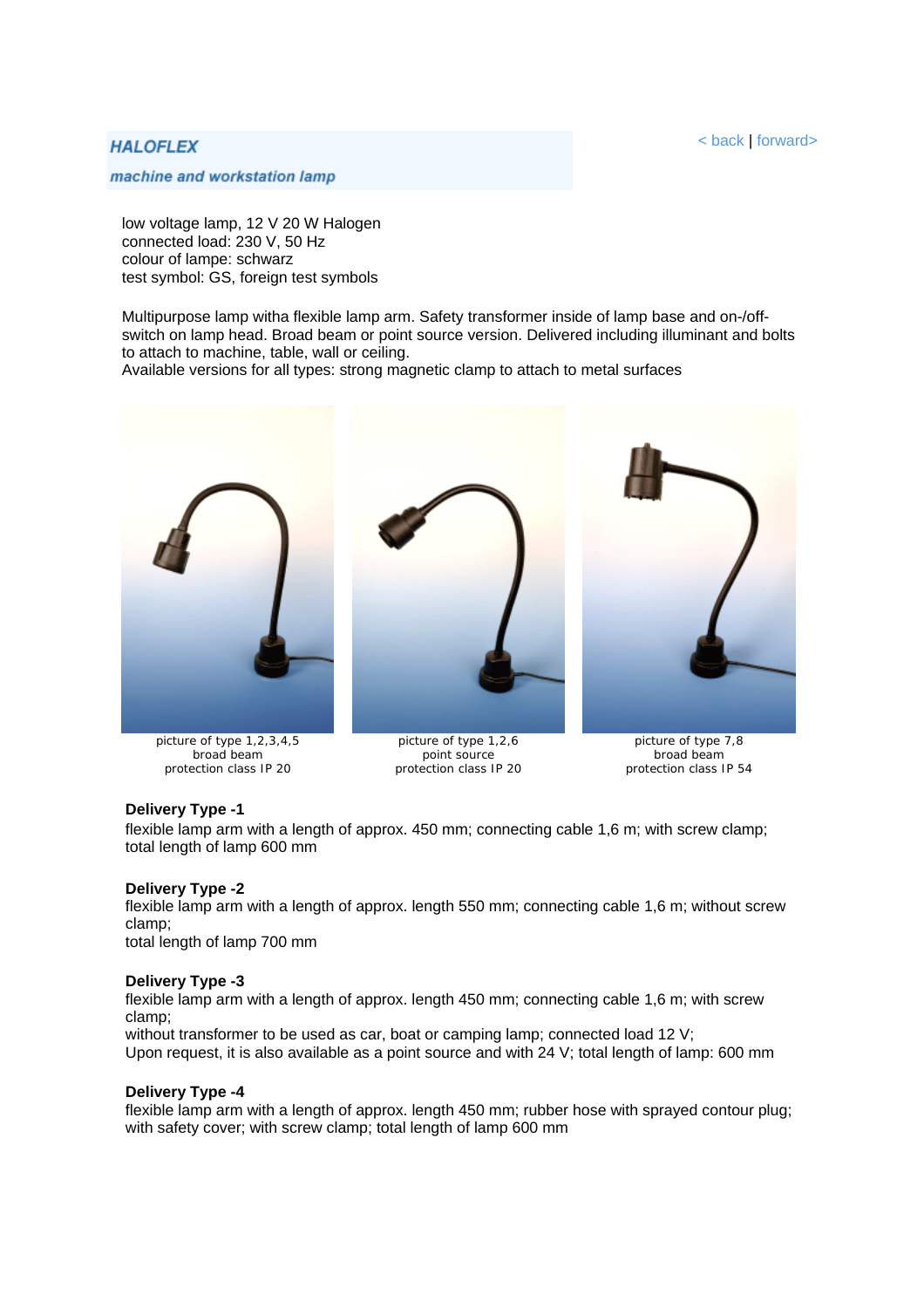## HALOFLEX

### *machine and workstation lamp*

< back | forward>

low voltage lamp, 12 V 20 W Halogen
connected load: 230 V, 50 Hz
colour of lampe: schwarz
test symbol: GS, foreign test symbols

Multipurpose lamp witha flexible lamp arm. Safety transformer inside of lamp base and on-/off-switch on lamp head. Broad beam or point source version. Delivered including illuminant and bolts to attach to machine, table, wall or ceiling.
Available versions for all types: strong magnetic clamp to attach to metal surfaces

picture of type 1,2,3,4,5
broad beam
protection class IP 20

picture of type 1,2,6
point source
protection class IP 20

picture of type 7,8
broad beam
protection class IP 54

**Delivery Type -1**
flexible lamp arm with a length of approx. 450 mm; connecting cable 1,6 m; with screw clamp; total length of lamp 600 mm

**Delivery Type -2**
flexible lamp arm with a length of approx. length 550 mm; connecting cable 1,6 m; without screw clamp;
total length of lamp 700 mm

**Delivery Type -3**
flexible lamp arm with a length of approx. length 450 mm; connecting cable 1,6 m; with screw clamp;
without transformer to be used as car, boat or camping lamp; connected load 12 V;
Upon request, it is also available as a point source and with 24 V; total length of lamp: 600 mm

**Delivery Type -4**
flexible lamp arm with a length of approx. length 450 mm; rubber hose with sprayed contour plug; with safety cover; with screw clamp; total length of lamp 600 mm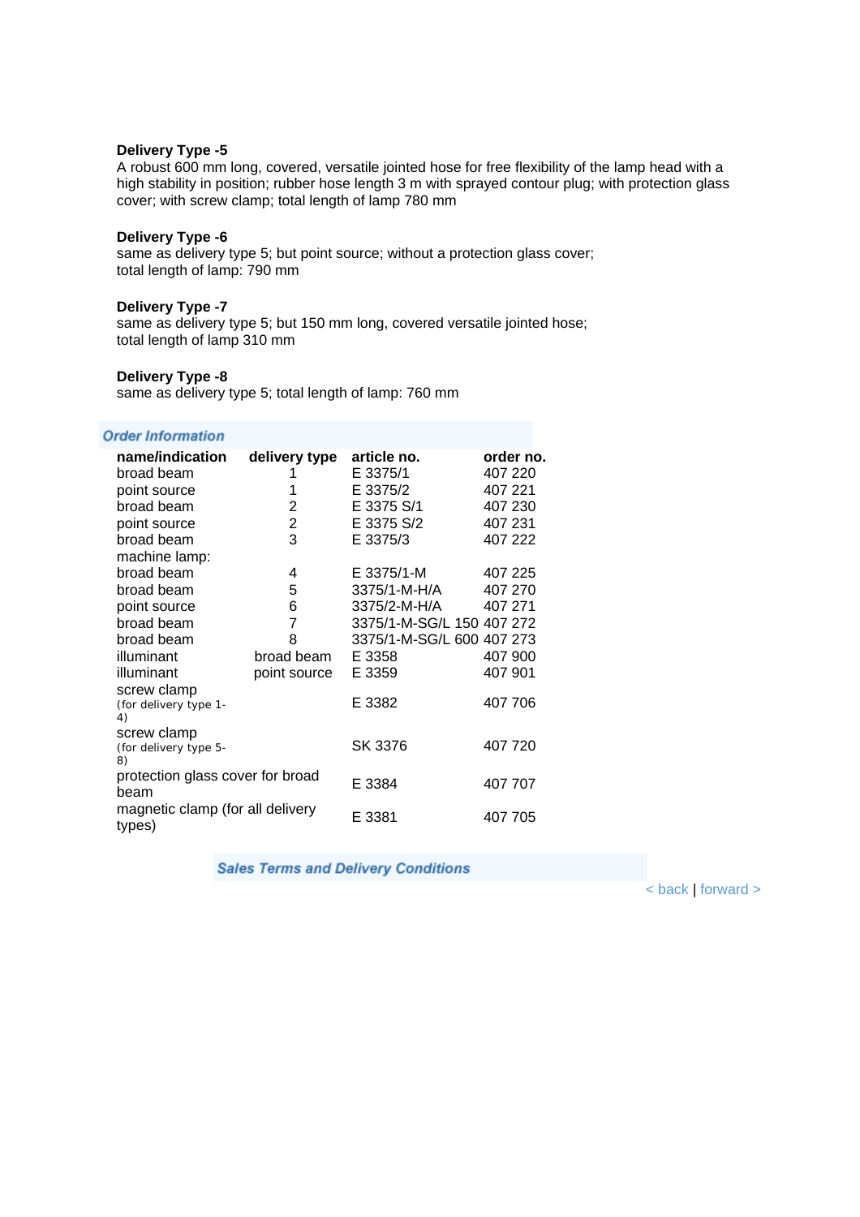**Delivery Type -5**
A robust 600 mm long, covered, versatile jointed hose for free flexibility of the lamp head with a high stability in position; rubber hose length 3 m with sprayed contour plug; with protection glass cover; with screw clamp; total length of lamp 780 mm

**Delivery Type -6**
same as delivery type 5; but point source; without a protection glass cover;
total length of lamp: 790 mm

**Delivery Type -7**
same as delivery type 5; but 150 mm long, covered versatile jointed hose;
total length of lamp 310 mm

**Delivery Type -8**
same as delivery type 5; total length of lamp: 760 mm

## Order Information

| name/indication | delivery type | article no. | order no. |
|---|---|---|---|
| broad beam | 1 | E 3375/1 | 407 220 |
| point source | 1 | E 3375/2 | 407 221 |
| broad beam | 2 | E 3375 S/1 | 407 230 |
| point source | 2 | E 3375 S/2 | 407 231 |
| broad beam | 3 | E 3375/3 | 407 222 |
| machine lamp: | | | |
| broad beam | 4 | E 3375/1-M | 407 225 |
| broad beam | 5 | 3375/1-M-H/A | 407 270 |
| point source | 6 | 3375/2-M-H/A | 407 271 |
| broad beam | 7 | 3375/1-M-SG/L 150 | 407 272 |
| broad beam | 8 | 3375/1-M-SG/L 600 | 407 273 |
| illuminant | broad beam | E 3358 | 407 900 |
| illuminant | point source | E 3359 | 407 901 |
| screw clamp (for delivery type 1-4) | | E 3382 | 407 706 |
| screw clamp (for delivery type 5-8) | | SK 3376 | 407 720 |
| protection glass cover for broad beam | | E 3384 | 407 707 |
| magnetic clamp (for all delivery types) | | E 3381 | 407 705 |

Sales Terms and Delivery Conditions

< back | forward >